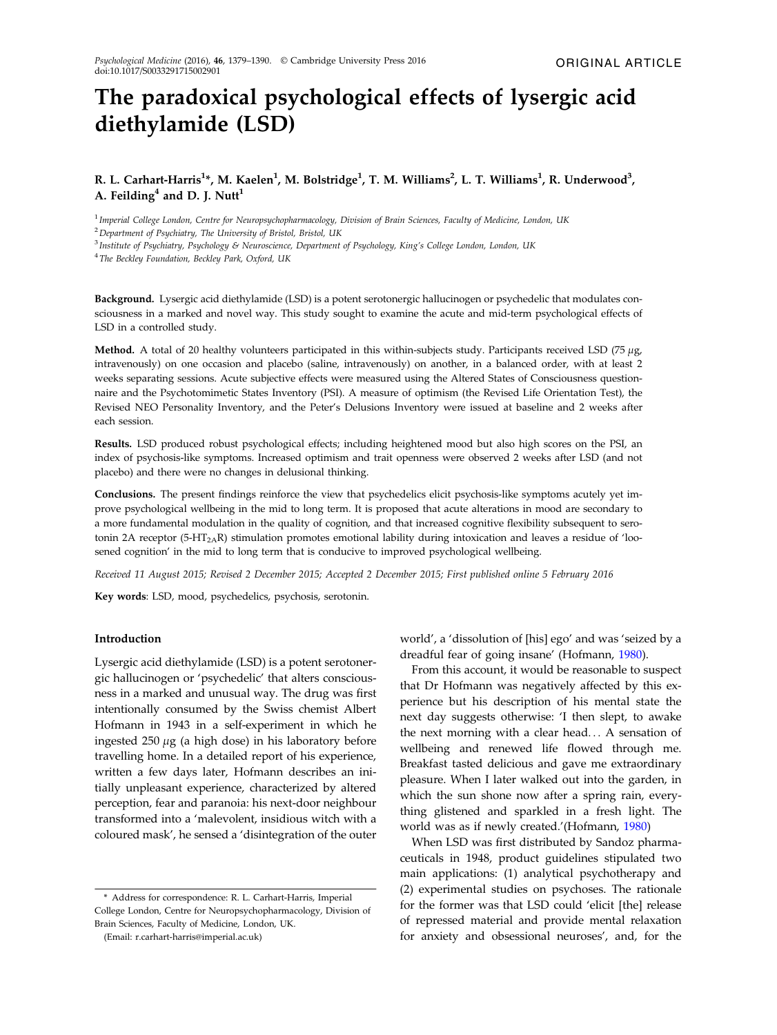ORIGINAL ARTICLE

# The paradoxical psychological effects of lysergic acid diethylamide (LSD)

**R. L. Carhart-Harris[1]*, M. Kaelen[1], M. Bolstridge[1], T. M. Williams[2], L. T. Williams[1], R. Underwood[3], A. Feilding[4] and D. J. Nutt[1]**

[1] *Imperial College London, Centre for Neuropsychopharmacology, Division of Brain Sciences, Faculty of Medicine, London, UK*
[2] *Department of Psychiatry, The University of Bristol, Bristol, UK*
[3] *Institute of Psychiatry, Psychology & Neuroscience, Department of Psychology, King's College London, London, UK*
[4] *The Beckley Foundation, Beckley Park, Oxford, UK*

**Background.** Lysergic acid diethylamide (LSD) is a potent serotonergic hallucinogen or psychedelic that modulates consciousness in a marked and novel way. This study sought to examine the acute and mid-term psychological effects of LSD in a controlled study.

**Method.** A total of 20 healthy volunteers participated in this within-subjects study. Participants received LSD (75 $\mu$g, intravenously) on one occasion and placebo (saline, intravenously) on another, in a balanced order, with at least 2 weeks separating sessions. Acute subjective effects were measured using the Altered States of Consciousness questionnaire and the Psychotomimetic States Inventory (PSI). A measure of optimism (the Revised Life Orientation Test), the Revised NEO Personality Inventory, and the Peter's Delusions Inventory were issued at baseline and 2 weeks after each session.

**Results.** LSD produced robust psychological effects; including heightened mood but also high scores on the PSI, an index of psychosis-like symptoms. Increased optimism and trait openness were observed 2 weeks after LSD (and not placebo) and there were no changes in delusional thinking.

**Conclusions.** The present findings reinforce the view that psychedelics elicit psychosis-like symptoms acutely yet improve psychological wellbeing in the mid to long term. It is proposed that acute alterations in mood are secondary to a more fundamental modulation in the quality of cognition, and that increased cognitive flexibility subsequent to serotonin 2A receptor ($5\text{-}HT_{2A}R$) stimulation promotes emotional lability during intoxication and leaves a residue of 'loosened cognition' in the mid to long term that is conducive to improved psychological wellbeing.

*Received 11 August 2015; Revised 2 December 2015; Accepted 2 December 2015; First published online 5 February 2016*

**Key words**: LSD, mood, psychedelics, psychosis, serotonin.

## Introduction

Lysergic acid diethylamide (LSD) is a potent serotonergic hallucinogen or 'psychedelic' that alters consciousness in a marked and unusual way. The drug was first intentionally consumed by the Swiss chemist Albert Hofmann in 1943 in a self-experiment in which he ingested 250 $\mu$g (a high dose) in his laboratory before travelling home. In a detailed report of his experience, written a few days later, Hofmann describes an initially unpleasant experience, characterized by altered perception, fear and paranoia: his next-door neighbour transformed into a 'malevolent, insidious witch with a coloured mask', he sensed a 'disintegration of the outer world', a 'dissolution of [his] ego' and was 'seized by a dreadful fear of going insane' (Hofmann, 1980).

From this account, it would be reasonable to suspect that Dr Hofmann was negatively affected by this experience but his description of his mental state the next day suggests otherwise: 'I then slept, to awake the next morning with a clear head… A sensation of wellbeing and renewed life flowed through me. Breakfast tasted delicious and gave me extraordinary pleasure. When I later walked out into the garden, in which the sun shone now after a spring rain, everything glistened and sparkled in a fresh light. The world was as if newly created.'(Hofmann, 1980)

When LSD was first distributed by Sandoz pharmaceuticals in 1948, product guidelines stipulated two main applications: (1) analytical psychotherapy and (2) experimental studies on psychoses. The rationale for the former was that LSD could 'elicit [the] release of repressed material and provide mental relaxation for anxiety and obsessional neuroses', and, for the

\* Address for correspondence: R. L. Carhart-Harris, Imperial College London, Centre for Neuropsychopharmacology, Division of Brain Sciences, Faculty of Medicine, London, UK.
(Email: r.carhart-harris@imperial.ac.uk)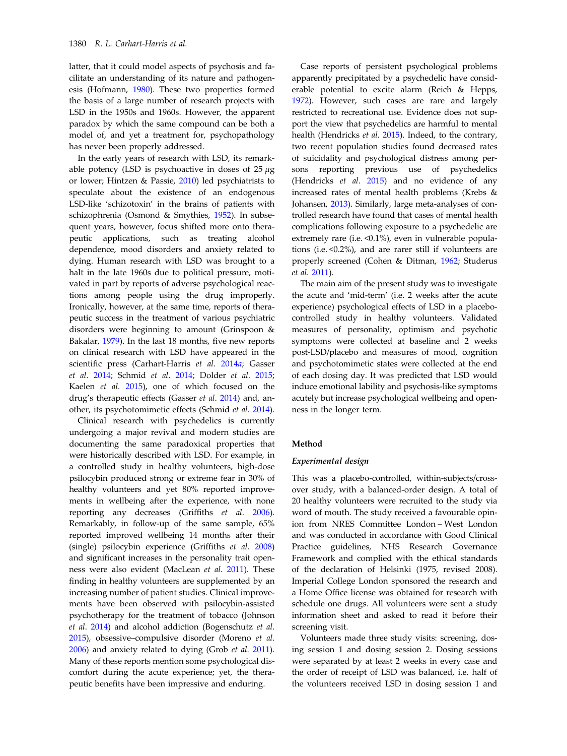latter, that it could model aspects of psychosis and facilitate an understanding of its nature and pathogenesis (Hofmann, 1980). These two properties formed the basis of a large number of research projects with LSD in the 1950s and 1960s. However, the apparent paradox by which the same compound can be both a model of, and yet a treatment for, psychopathology has never been properly addressed.

In the early years of research with LSD, its remarkable potency (LSD is psychoactive in doses of 25 $\mu$g or lower; Hintzen & Passie, 2010) led psychiatrists to speculate about the existence of an endogenous LSD-like 'schizotoxin' in the brains of patients with schizophrenia (Osmond & Smythies, 1952). In subsequent years, however, focus shifted more onto therapeutic applications, such as treating alcohol dependence, mood disorders and anxiety related to dying. Human research with LSD was brought to a halt in the late 1960s due to political pressure, motivated in part by reports of adverse psychological reactions among people using the drug improperly. Ironically, however, at the same time, reports of therapeutic success in the treatment of various psychiatric disorders were beginning to amount (Grinspoon & Bakalar, 1979). In the last 18 months, five new reports on clinical research with LSD have appeared in the scientific press (Carhart-Harris *et al.* 2014*a*; Gasser *et al.* 2014; Schmid *et al.* 2014; Dolder *et al.* 2015; Kaelen *et al.* 2015), one of which focused on the drug's therapeutic effects (Gasser *et al.* 2014) and, another, its psychotomimetic effects (Schmid *et al.* 2014).

Clinical research with psychedelics is currently undergoing a major revival and modern studies are documenting the same paradoxical properties that were historically described with LSD. For example, in a controlled study in healthy volunteers, high-dose psilocybin produced strong or extreme fear in 30% of healthy volunteers and yet 80% reported improvements in wellbeing after the experience, with none reporting any decreases (Griffiths *et al.* 2006). Remarkably, in follow-up of the same sample, 65% reported improved wellbeing 14 months after their (single) psilocybin experience (Griffiths *et al.* 2008) and significant increases in the personality trait openness were also evident (MacLean *et al.* 2011). These finding in healthy volunteers are supplemented by an increasing number of patient studies. Clinical improvements have been observed with psilocybin-assisted psychotherapy for the treatment of tobacco (Johnson *et al.* 2014) and alcohol addiction (Bogenschutz *et al.* 2015), obsessive–compulsive disorder (Moreno *et al.* 2006) and anxiety related to dying (Grob *et al.* 2011). Many of these reports mention some psychological discomfort during the acute experience; yet, the therapeutic benefits have been impressive and enduring.

Case reports of persistent psychological problems apparently precipitated by a psychedelic have considerable potential to excite alarm (Reich & Hepps, 1972). However, such cases are rare and largely restricted to recreational use. Evidence does not support the view that psychedelics are harmful to mental health (Hendricks *et al.* 2015). Indeed, to the contrary, two recent population studies found decreased rates of suicidality and psychological distress among persons reporting previous use of psychedelics (Hendricks *et al.* 2015) and no evidence of any increased rates of mental health problems (Krebs & Johansen, 2013). Similarly, large meta-analyses of controlled research have found that cases of mental health complications following exposure to a psychedelic are extremely rare (i.e. <0.1%), even in vulnerable populations (i.e. <0.2%), and are rarer still if volunteers are properly screened (Cohen & Ditman, 1962; Studerus *et al.* 2011).

The main aim of the present study was to investigate the acute and 'mid-term' (i.e. 2 weeks after the acute experience) psychological effects of LSD in a placebo-controlled study in healthy volunteers. Validated measures of personality, optimism and psychotic symptoms were collected at baseline and 2 weeks post-LSD/placebo and measures of mood, cognition and psychotomimetic states were collected at the end of each dosing day. It was predicted that LSD would induce emotional lability and psychosis-like symptoms acutely but increase psychological wellbeing and openness in the longer term.

## Method

### *Experimental design*

This was a placebo-controlled, within-subjects/crossover study, with a balanced-order design. A total of 20 healthy volunteers were recruited to the study via word of mouth. The study received a favourable opinion from NRES Committee London – West London and was conducted in accordance with Good Clinical Practice guidelines, NHS Research Governance Framework and complied with the ethical standards of the declaration of Helsinki (1975, revised 2008). Imperial College London sponsored the research and a Home Office license was obtained for research with schedule one drugs. All volunteers were sent a study information sheet and asked to read it before their screening visit.

Volunteers made three study visits: screening, dosing session 1 and dosing session 2. Dosing sessions were separated by at least 2 weeks in every case and the order of receipt of LSD was balanced, i.e. half of the volunteers received LSD in dosing session 1 and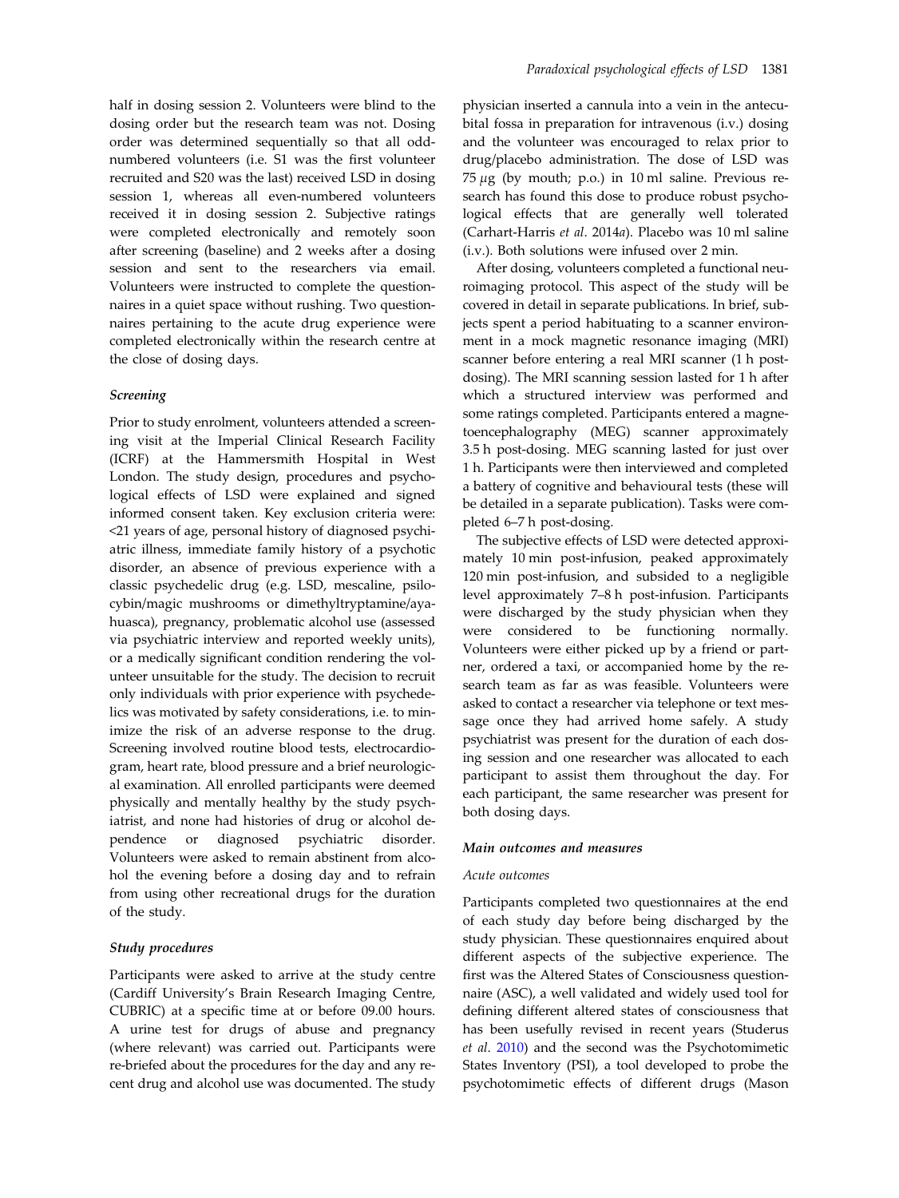half in dosing session 2. Volunteers were blind to the dosing order but the research team was not. Dosing order was determined sequentially so that all odd-numbered volunteers (i.e. S1 was the first volunteer recruited and S20 was the last) received LSD in dosing session 1, whereas all even-numbered volunteers received it in dosing session 2. Subjective ratings were completed electronically and remotely soon after screening (baseline) and 2 weeks after a dosing session and sent to the researchers via email. Volunteers were instructed to complete the questionnaires in a quiet space without rushing. Two questionnaires pertaining to the acute drug experience were completed electronically within the research centre at the close of dosing days.

### *Screening*

Prior to study enrolment, volunteers attended a screening visit at the Imperial Clinical Research Facility (ICRF) at the Hammersmith Hospital in West London. The study design, procedures and psychological effects of LSD were explained and signed informed consent taken. Key exclusion criteria were: <21 years of age, personal history of diagnosed psychiatric illness, immediate family history of a psychotic disorder, an absence of previous experience with a classic psychedelic drug (e.g. LSD, mescaline, psilocybin/magic mushrooms or dimethyltryptamine/ayahuasca), pregnancy, problematic alcohol use (assessed via psychiatric interview and reported weekly units), or a medically significant condition rendering the volunteer unsuitable for the study. The decision to recruit only individuals with prior experience with psychedelics was motivated by safety considerations, i.e. to minimize the risk of an adverse response to the drug. Screening involved routine blood tests, electrocardiogram, heart rate, blood pressure and a brief neurological examination. All enrolled participants were deemed physically and mentally healthy by the study psychiatrist, and none had histories of drug or alcohol dependence or diagnosed psychiatric disorder. Volunteers were asked to remain abstinent from alcohol the evening before a dosing day and to refrain from using other recreational drugs for the duration of the study.

### *Study procedures*

Participants were asked to arrive at the study centre (Cardiff University's Brain Research Imaging Centre, CUBRIC) at a specific time at or before 09.00 hours. A urine test for drugs of abuse and pregnancy (where relevant) was carried out. Participants were re-briefed about the procedures for the day and any recent drug and alcohol use was documented. The study physician inserted a cannula into a vein in the antecubital fossa in preparation for intravenous (i.v.) dosing and the volunteer was encouraged to relax prior to drug/placebo administration. The dose of LSD was 75 $\mu$g (by mouth; p.o.) in 10 ml saline. Previous research has found this dose to produce robust psychological effects that are generally well tolerated (Carhart-Harris *et al*. 2014*a*). Placebo was 10 ml saline (i.v.). Both solutions were infused over 2 min.

After dosing, volunteers completed a functional neuroimaging protocol. This aspect of the study will be covered in detail in separate publications. In brief, subjects spent a period habituating to a scanner environment in a mock magnetic resonance imaging (MRI) scanner before entering a real MRI scanner (1 h post-dosing). The MRI scanning session lasted for 1 h after which a structured interview was performed and some ratings completed. Participants entered a magnetoencephalography (MEG) scanner approximately 3.5 h post-dosing. MEG scanning lasted for just over 1 h. Participants were then interviewed and completed a battery of cognitive and behavioural tests (these will be detailed in a separate publication). Tasks were completed 6–7 h post-dosing.

The subjective effects of LSD were detected approximately 10 min post-infusion, peaked approximately 120 min post-infusion, and subsided to a negligible level approximately 7–8 h post-infusion. Participants were discharged by the study physician when they were considered to be functioning normally. Volunteers were either picked up by a friend or partner, ordered a taxi, or accompanied home by the research team as far as was feasible. Volunteers were asked to contact a researcher via telephone or text message once they had arrived home safely. A study psychiatrist was present for the duration of each dosing session and one researcher was allocated to each participant to assist them throughout the day. For each participant, the same researcher was present for both dosing days.

### *Main outcomes and measures*

#### *Acute outcomes*

Participants completed two questionnaires at the end of each study day before being discharged by the study physician. These questionnaires enquired about different aspects of the subjective experience. The first was the Altered States of Consciousness questionnaire (ASC), a well validated and widely used tool for defining different altered states of consciousness that has been usefully revised in recent years (Studerus *et al*. 2010) and the second was the Psychotomimetic States Inventory (PSI), a tool developed to probe the psychotomimetic effects of different drugs (Mason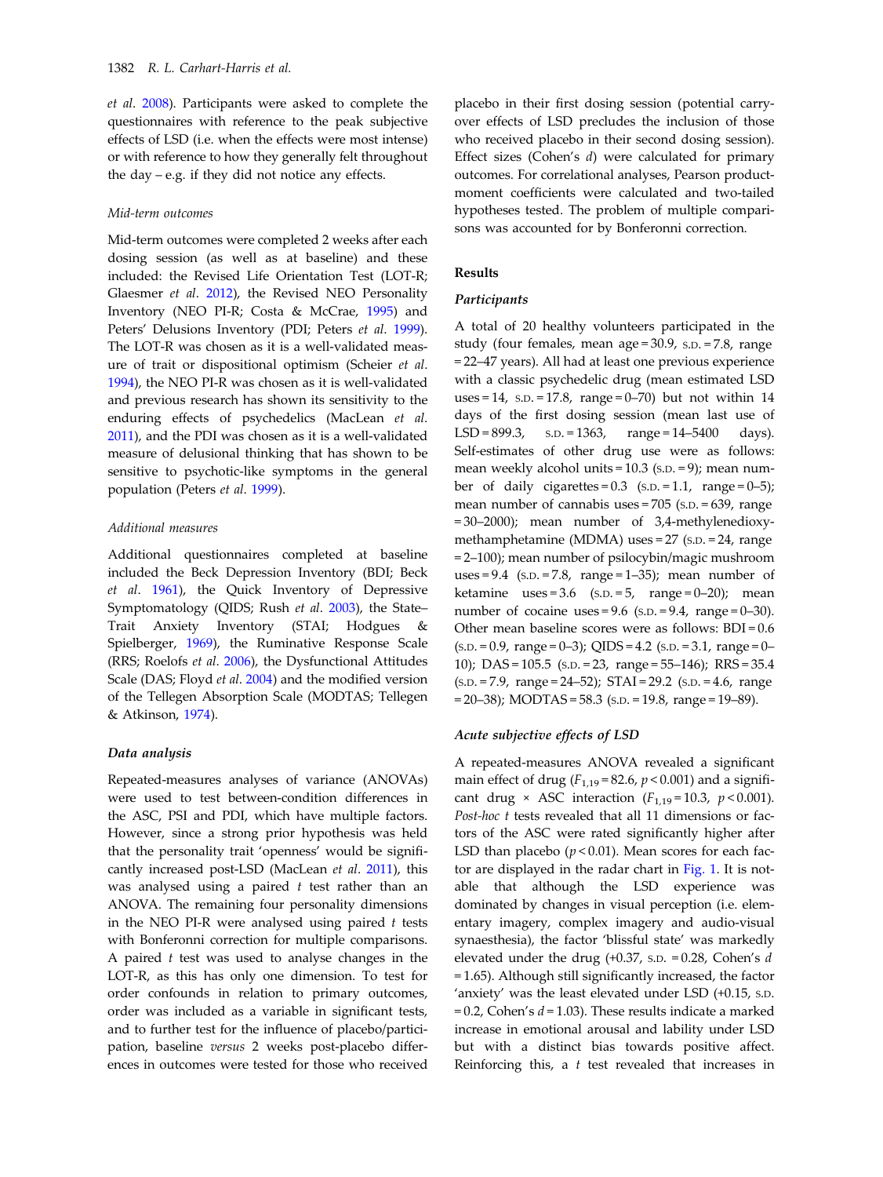*et al.* 2008). Participants were asked to complete the questionnaires with reference to the peak subjective effects of LSD (i.e. when the effects were most intense) or with reference to how they generally felt throughout the day – e.g. if they did not notice any effects.

### *Mid-term outcomes*

Mid-term outcomes were completed 2 weeks after each dosing session (as well as at baseline) and these included: the Revised Life Orientation Test (LOT-R; Glaesmer *et al.* 2012), the Revised NEO Personality Inventory (NEO PI-R; Costa & McCrae, 1995) and Peters' Delusions Inventory (PDI; Peters *et al.* 1999). The LOT-R was chosen as it is a well-validated measure of trait or dispositional optimism (Scheier *et al.* 1994), the NEO PI-R was chosen as it is well-validated and previous research has shown its sensitivity to the enduring effects of psychedelics (MacLean *et al.* 2011), and the PDI was chosen as it is a well-validated measure of delusional thinking that has shown to be sensitive to psychotic-like symptoms in the general population (Peters *et al.* 1999).

### *Additional measures*

Additional questionnaires completed at baseline included the Beck Depression Inventory (BDI; Beck *et al.* 1961), the Quick Inventory of Depressive Symptomatology (QIDS; Rush *et al.* 2003), the State–Trait Anxiety Inventory (STAI; Hodgues & Spielberger, 1969), the Ruminative Response Scale (RRS; Roelofs *et al.* 2006), the Dysfunctional Attitudes Scale (DAS; Floyd *et al.* 2004) and the modified version of the Tellegen Absorption Scale (MODTAS; Tellegen & Atkinson, 1974).

### **Data analysis**

Repeated-measures analyses of variance (ANOVAs) were used to test between-condition differences in the ASC, PSI and PDI, which have multiple factors. However, since a strong prior hypothesis was held that the personality trait 'openness' would be significantly increased post-LSD (MacLean *et al.* 2011), this was analysed using a paired *t* test rather than an ANOVA. The remaining four personality dimensions in the NEO PI-R were analysed using paired *t* tests with Bonferroni correction for multiple comparisons. A paired *t* test was used to analyse changes in the LOT-R, as this has only one dimension. To test for order confounds in relation to primary outcomes, order was included as a variable in significant tests, and to further test for the influence of placebo/participation, baseline *versus* 2 weeks post-placebo differences in outcomes were tested for those who received placebo in their first dosing session (potential carry-over effects of LSD precludes the inclusion of those who received placebo in their second dosing session). Effect sizes (Cohen's *d*) were calculated for primary outcomes. For correlational analyses, Pearson product-moment coefficients were calculated and two-tailed hypotheses tested. The problem of multiple comparisons was accounted for by Bonferroni correction.

## **Results**

### *Participants*

A total of 20 healthy volunteers participated in the study (four females, mean age = 30.9, S.D. = 7.8, range = 22–47 years). All had at least one previous experience with a classic psychedelic drug (mean estimated LSD uses = 14, S.D. = 17.8, range = 0–70) but not within 14 days of the first dosing session (mean last use of LSD = 899.3, S.D. = 1363, range = 14–5400 days). Self-estimates of other drug use were as follows: mean weekly alcohol units = 10.3 (S.D. = 9); mean number of daily cigarettes = 0.3 (S.D. = 1.1, range = 0–5); mean number of cannabis uses = 705 (S.D. = 639, range = 30–2000); mean number of 3,4-methylenedioxy-methamphetamine (MDMA) uses = 27 (S.D. = 24, range = 2–100); mean number of psilocybin/magic mushroom uses = 9.4 (S.D. = 7.8, range = 1–35); mean number of ketamine uses = 3.6 (S.D. = 5, range = 0–20); mean number of cocaine uses = 9.6 (S.D. = 9.4, range = 0–30). Other mean baseline scores were as follows: BDI = 0.6 (S.D. = 0.9, range = 0–3); QIDS = 4.2 (S.D. = 3.1, range = 0–10); DAS = 105.5 (S.D. = 23, range = 55–146); RRS = 35.4 (S.D. = 7.9, range = 24–52); STAI = 29.2 (S.D. = 4.6, range = 20–38); MODTAS = 58.3 (S.D. = 19.8, range = 19–89).

### *Acute subjective effects of LSD*

A repeated-measures ANOVA revealed a significant main effect of drug ($F_{1,19} = 82.6$, $p < 0.001$) and a significant drug × ASC interaction ($F_{1,19} = 10.3$, $p < 0.001$). *Post-hoc t* tests revealed that all 11 dimensions or factors of the ASC were rated significantly higher after LSD than placebo ($p < 0.01$). Mean scores for each factor are displayed in the radar chart in Fig. 1. It is notable that although the LSD experience was dominated by changes in visual perception (i.e. elementary imagery, complex imagery and audio-visual synaesthesia), the factor 'blissful state' was markedly elevated under the drug (+0.37, S.D. = 0.28, Cohen's *d* = 1.65). Although still significantly increased, the factor 'anxiety' was the least elevated under LSD (+0.15, S.D. = 0.2, Cohen's *d* = 1.03). These results indicate a marked increase in emotional arousal and lability under LSD but with a distinct bias towards positive affect. Reinforcing this, a *t* test revealed that increases in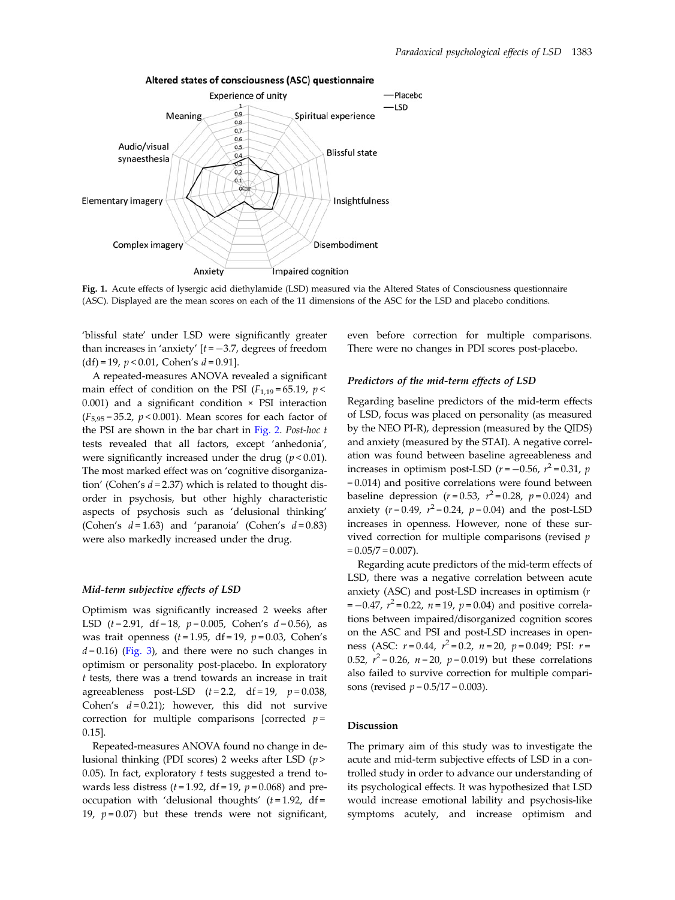Fig. 1. Acute effects of lysergic acid diethylamide (LSD) measured via the Altered States of Consciousness questionnaire (ASC). Displayed are the mean scores on each of the 11 dimensions of the ASC for the LSD and placebo conditions.

'blissful state' under LSD were significantly greater than increases in 'anxiety' [$t = -3.7$, degrees of freedom (df) = 19, $p < 0.01$, Cohen's $d = 0.91$].

A repeated-measures ANOVA revealed a significant main effect of condition on the PSI ($F_{1,19} = 65.19$, $p < 0.001$) and a significant condition × PSI interaction ($F_{5,95} = 35.2$, $p < 0.001$). Mean scores for each factor of the PSI are shown in the bar chart in Fig. 2. *Post-hoc t* tests revealed that all factors, except 'anhedonia', were significantly increased under the drug ($p < 0.01$). The most marked effect was on 'cognitive disorganization' (Cohen's $d = 2.37$) which is related to thought disorder in psychosis, but other highly characteristic aspects of psychosis such as 'delusional thinking' (Cohen's $d = 1.63$) and 'paranoia' (Cohen's $d = 0.83$) were also markedly increased under the drug.

### *Mid-term subjective effects of LSD*

Optimism was significantly increased 2 weeks after LSD ($t = 2.91$, df = 18, $p = 0.005$, Cohen's $d = 0.56$), as was trait openness ($t = 1.95$, df = 19, $p = 0.03$, Cohen's $d = 0.16$) (Fig. 3), and there were no such changes in optimism or personality post-placebo. In exploratory *t* tests, there was a trend towards an increase in trait agreeableness post-LSD ($t = 2.2$, df = 19, $p = 0.038$, Cohen's $d = 0.21$); however, this did not survive correction for multiple comparisons [corrected $p = 0.15$].

Repeated-measures ANOVA found no change in delusional thinking (PDI scores) 2 weeks after LSD ($p > 0.05$). In fact, exploratory *t* tests suggested a trend towards less distress ($t = 1.92$, df = 19, $p = 0.068$) and preoccupation with 'delusional thoughts' ($t = 1.92$, df = 19, $p = 0.07$) but these trends were not significant, even before correction for multiple comparisons. There were no changes in PDI scores post-placebo.

### *Predictors of the mid-term effects of LSD*

Regarding baseline predictors of the mid-term effects of LSD, focus was placed on personality (as measured by the NEO PI-R), depression (measured by the QIDS) and anxiety (measured by the STAI). A negative correlation was found between baseline agreeableness and increases in optimism post-LSD ($r = -0.56$, $r^2 = 0.31$, $p = 0.014$) and positive correlations were found between baseline depression ($r = 0.53$, $r^2 = 0.28$, $p = 0.024$) and anxiety ($r = 0.49$, $r^2 = 0.24$, $p = 0.04$) and the post-LSD increases in openness. However, none of these survived correction for multiple comparisons (revised $p = 0.05/7 = 0.007$).

Regarding acute predictors of the mid-term effects of LSD, there was a negative correlation between acute anxiety (ASC) and post-LSD increases in optimism ($r = -0.47$, $r^2 = 0.22$, $n = 19$, $p = 0.04$) and positive correlations between impaired/disorganized cognition scores on the ASC and PSI and post-LSD increases in openness (ASC: $r = 0.44$, $r^2 = 0.2$, $n = 20$, $p = 0.049$; PSI: $r = 0.52$, $r^2 = 0.26$, $n = 20$, $p = 0.019$) but these correlations also failed to survive correction for multiple comparisons (revised $p = 0.5/17 = 0.003$).

## Discussion

The primary aim of this study was to investigate the acute and mid-term subjective effects of LSD in a controlled study in order to advance our understanding of its psychological effects. It was hypothesized that LSD would increase emotional lability and psychosis-like symptoms acutely, and increase optimism and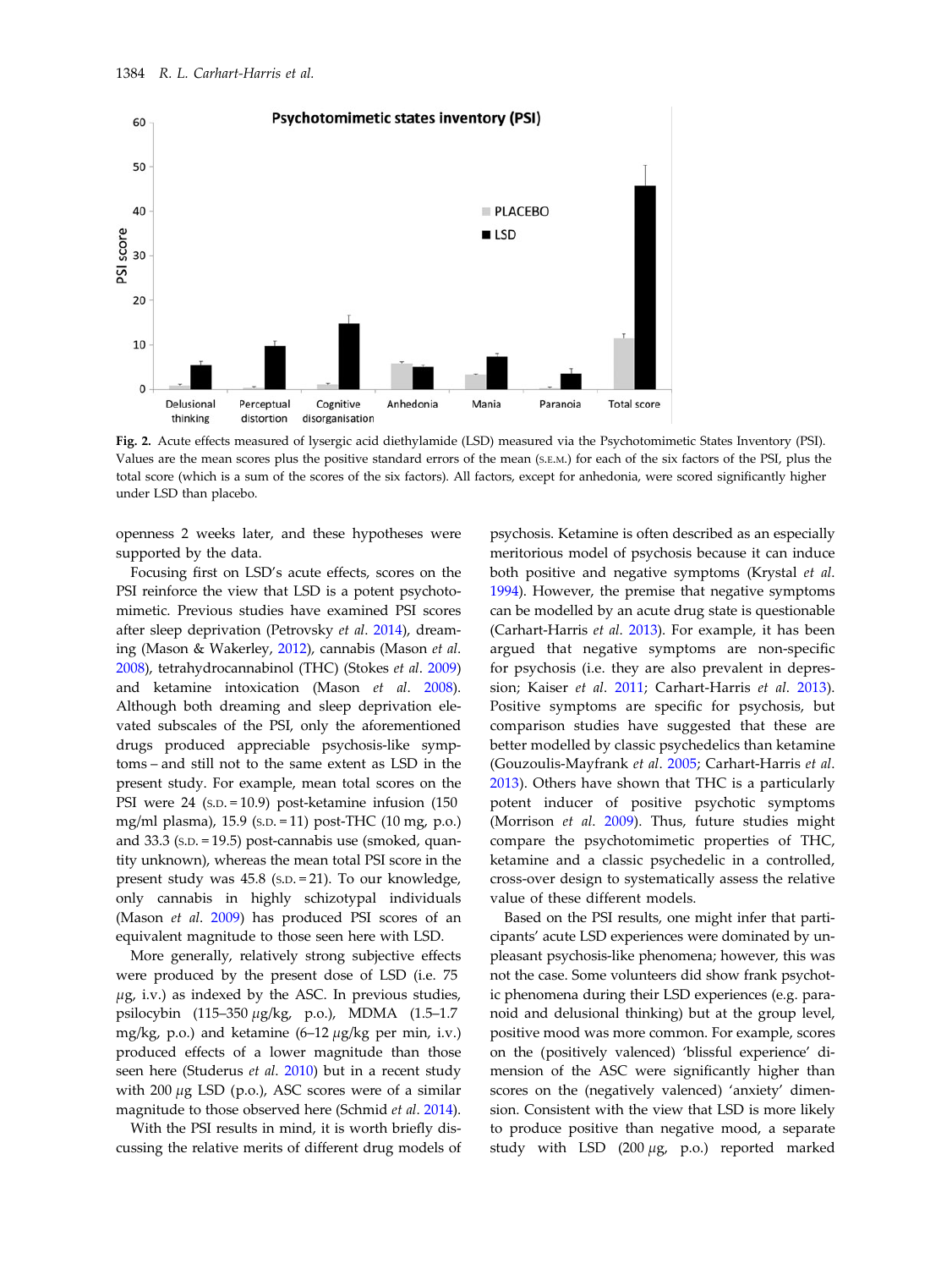Fig. 2. Acute effects measured of lysergic acid diethylamide (LSD) measured via the Psychotomimetic States Inventory (PSI). Values are the mean scores plus the positive standard errors of the mean (S.E.M.) for each of the six factors of the PSI, plus the total score (which is a sum of the scores of the six factors). All factors, except for anhedonia, were scored significantly higher under LSD than placebo.

openness 2 weeks later, and these hypotheses were supported by the data.

Focusing first on LSD's acute effects, scores on the PSI reinforce the view that LSD is a potent psychotomimetic. Previous studies have examined PSI scores after sleep deprivation (Petrovsky *et al.* 2014), dreaming (Mason & Wakerley, 2012), cannabis (Mason *et al.* 2008), tetrahydrocannabinol (THC) (Stokes *et al.* 2009) and ketamine intoxication (Mason *et al.* 2008). Although both dreaming and sleep deprivation elevated subscales of the PSI, only the aforementioned drugs produced appreciable psychosis-like symptoms – and still not to the same extent as LSD in the present study. For example, mean total scores on the PSI were 24 (S.D. = 10.9) post-ketamine infusion (150 mg/ml plasma), 15.9 (S.D. = 11) post-THC (10 mg, p.o.) and 33.3 (S.D. = 19.5) post-cannabis use (smoked, quantity unknown), whereas the mean total PSI score in the present study was 45.8 (S.D. = 21). To our knowledge, only cannabis in highly schizotypal individuals (Mason *et al.* 2009) has produced PSI scores of an equivalent magnitude to those seen here with LSD.

More generally, relatively strong subjective effects were produced by the present dose of LSD (i.e. 75 μg, i.v.) as indexed by the ASC. In previous studies, psilocybin (115–350 μg/kg, p.o.), MDMA (1.5–1.7 mg/kg, p.o.) and ketamine (6–12 μg/kg per min, i.v.) produced effects of a lower magnitude than those seen here (Studerus *et al.* 2010) but in a recent study with 200 μg LSD (p.o.), ASC scores were of a similar magnitude to those observed here (Schmid *et al.* 2014).

With the PSI results in mind, it is worth briefly discussing the relative merits of different drug models of psychosis. Ketamine is often described as an especially meritorious model of psychosis because it can induce both positive and negative symptoms (Krystal *et al.* 1994). However, the premise that negative symptoms can be modelled by an acute drug state is questionable (Carhart-Harris *et al.* 2013). For example, it has been argued that negative symptoms are non-specific for psychosis (i.e. they are also prevalent in depression; Kaiser *et al.* 2011; Carhart-Harris *et al.* 2013). Positive symptoms are specific for psychosis, but comparison studies have suggested that these are better modelled by classic psychedelics than ketamine (Gouzoulis-Mayfrank *et al.* 2005; Carhart-Harris *et al.* 2013). Others have shown that THC is a particularly potent inducer of positive psychotic symptoms (Morrison *et al.* 2009). Thus, future studies might compare the psychotomimetic properties of THC, ketamine and a classic psychedelic in a controlled, cross-over design to systematically assess the relative value of these different models.

Based on the PSI results, one might infer that participants' acute LSD experiences were dominated by unpleasant psychosis-like phenomena; however, this was not the case. Some volunteers did show frank psychotic phenomena during their LSD experiences (e.g. paranoid and delusional thinking) but at the group level, positive mood was more common. For example, scores on the (positively valenced) 'blissful experience' dimension of the ASC were significantly higher than scores on the (negatively valenced) 'anxiety' dimension. Consistent with the view that LSD is more likely to produce positive than negative mood, a separate study with LSD (200 μg, p.o.) reported marked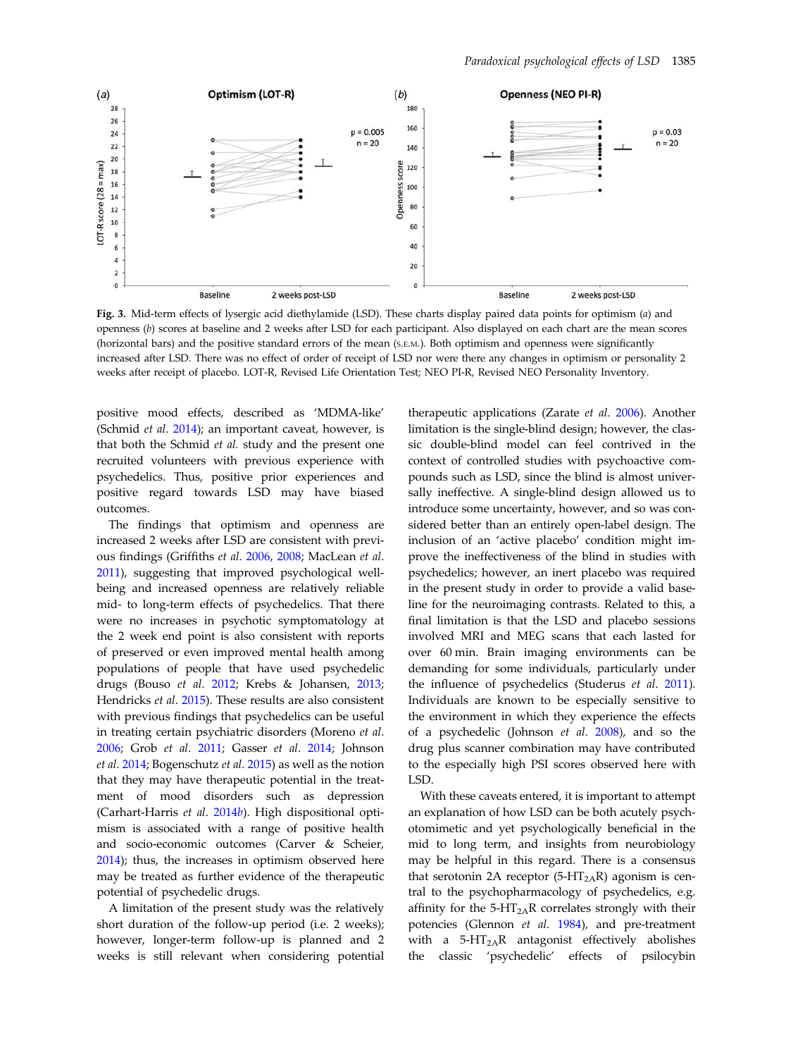Fig. 3. Mid-term effects of lysergic acid diethylamide (LSD). These charts display paired data points for optimism (*a*) and openness (*b*) scores at baseline and 2 weeks after LSD for each participant. Also displayed on each chart are the mean scores (horizontal bars) and the positive standard errors of the mean (S.E.M.). Both optimism and openness were significantly increased after LSD. There was no effect of order of receipt of LSD nor were there any changes in optimism or personality 2 weeks after receipt of placebo. LOT-R, Revised Life Orientation Test; NEO PI-R, Revised NEO Personality Inventory.

positive mood effects, described as 'MDMA-like' (Schmid *et al*. 2014); an important caveat, however, is that both the Schmid *et al.* study and the present one recruited volunteers with previous experience with psychedelics. Thus, positive prior experiences and positive regard towards LSD may have biased outcomes.

The findings that optimism and openness are increased 2 weeks after LSD are consistent with previous findings (Griffiths *et al*. 2006, 2008; MacLean *et al*. 2011), suggesting that improved psychological well-being and increased openness are relatively reliable mid- to long-term effects of psychedelics. That there were no increases in psychotic symptomatology at the 2 week end point is also consistent with reports of preserved or even improved mental health among populations of people that have used psychedelic drugs (Bouso *et al*. 2012; Krebs & Johansen, 2013; Hendricks *et al*. 2015). These results are also consistent with previous findings that psychedelics can be useful in treating certain psychiatric disorders (Moreno *et al*. 2006; Grob *et al*. 2011; Gasser *et al*. 2014; Johnson *et al*. 2014; Bogenschutz *et al*. 2015) as well as the notion that they may have therapeutic potential in the treatment of mood disorders such as depression (Carhart-Harris *et al*. 2014*b*). High dispositional optimism is associated with a range of positive health and socio-economic outcomes (Carver & Scheier, 2014); thus, the increases in optimism observed here may be treated as further evidence of the therapeutic potential of psychedelic drugs.

A limitation of the present study was the relatively short duration of the follow-up period (i.e. 2 weeks); however, longer-term follow-up is planned and 2 weeks is still relevant when considering potential therapeutic applications (Zarate *et al*. 2006). Another limitation is the single-blind design; however, the classic double-blind model can feel contrived in the context of controlled studies with psychoactive compounds such as LSD, since the blind is almost universally ineffective. A single-blind design allowed us to introduce some uncertainty, however, and so was considered better than an entirely open-label design. The inclusion of an 'active placebo' condition might improve the ineffectiveness of the blind in studies with psychedelics; however, an inert placebo was required in the present study in order to provide a valid baseline for the neuroimaging contrasts. Related to this, a final limitation is that the LSD and placebo sessions involved MRI and MEG scans that each lasted for over 60 min. Brain imaging environments can be demanding for some individuals, particularly under the influence of psychedelics (Studerus *et al*. 2011). Individuals are known to be especially sensitive to the environment in which they experience the effects of a psychedelic (Johnson *et al*. 2008), and so the drug plus scanner combination may have contributed to the especially high PSI scores observed here with LSD.

With these caveats entered, it is important to attempt an explanation of how LSD can be both acutely psychotomimetic and yet psychologically beneficial in the mid to long term, and insights from neurobiology may be helpful in this regard. There is a consensus that serotonin 2A receptor ($5\text{-HT}_{2A}$R) agonism is central to the psychopharmacology of psychedelics, e.g. affinity for the $5\text{-HT}_{2A}$R correlates strongly with their potencies (Glennon *et al*. 1984), and pre-treatment with a $5\text{-HT}_{2A}$R antagonist effectively abolishes the classic 'psychedelic' effects of psilocybin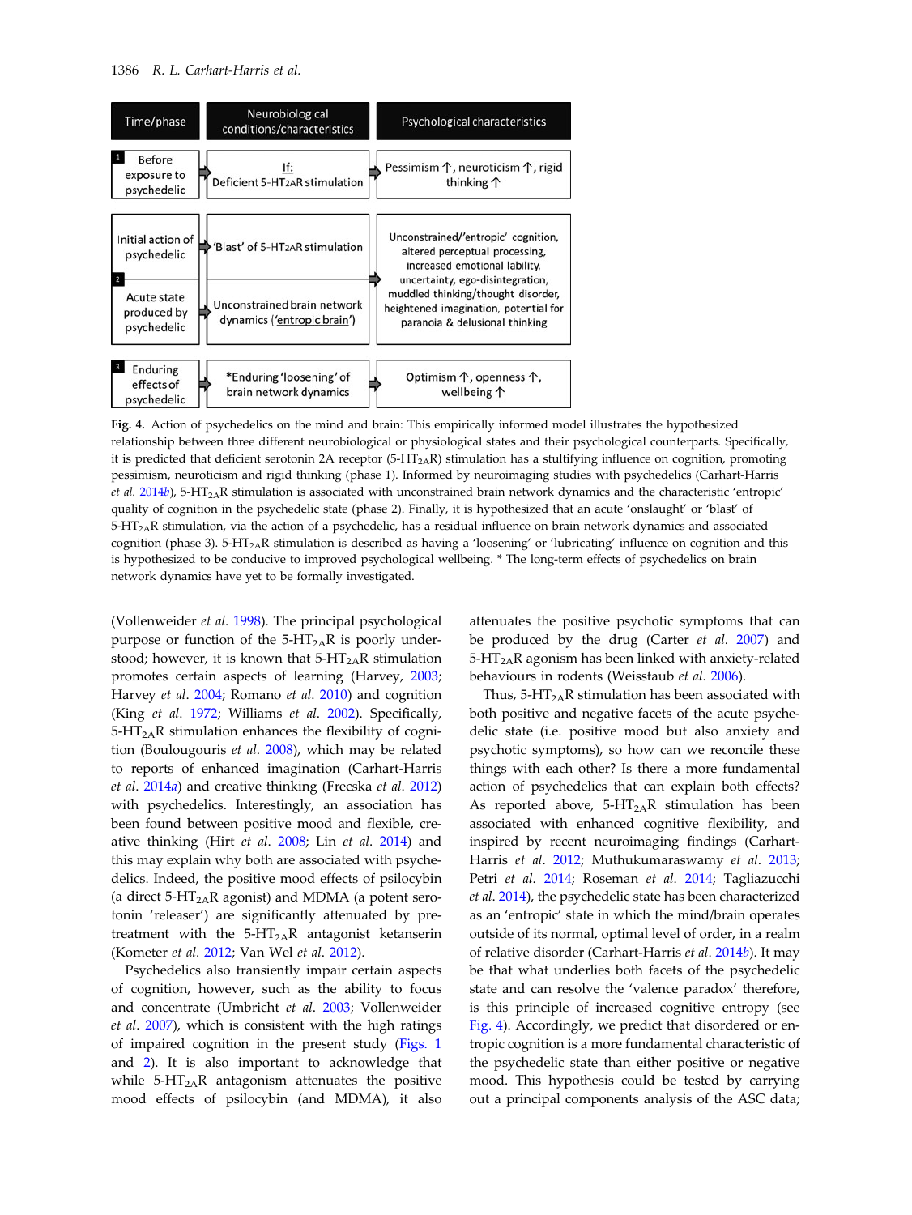| Time/phase | Neurobiological conditions/characteristics | Psychological characteristics |
|---|---|---|
| 1 Before exposure to psychedelic | If: Deficient 5-HT2AR stimulation | Pessimism ↑, neuroticism ↑, rigid thinking ↑ |
| Initial action of psychedelic | 'Blast' of 5-HT2AR stimulation | Unconstrained/'entropic' cognition, altered perceptual processing, increased emotional lability, uncertainty, ego-disintegration, muddled thinking/thought disorder, heightened imagination, potential for paranoia & delusional thinking |
| 2 Acute state produced by psychedelic | Unconstrained brain network dynamics ('entropic brain') | |
| 3 Enduring effects of psychedelic | *Enduring 'loosening' of brain network dynamics | Optimism ↑, openness ↑, wellbeing ↑ |

**Fig. 4.** Action of psychedelics on the mind and brain: This empirically informed model illustrates the hypothesized relationship between three different neurobiological or physiological states and their psychological counterparts. Specifically, it is predicted that deficient serotonin 2A receptor ($5\text{-HT}_{2A}R$) stimulation has a stultifying influence on cognition, promoting pessimism, neuroticism and rigid thinking (phase 1). Informed by neuroimaging studies with psychedelics (Carhart-Harris *et al.* 2014*b*), $5\text{-HT}_{2A}R$ stimulation is associated with unconstrained brain network dynamics and the characteristic 'entropic' quality of cognition in the psychedelic state (phase 2). Finally, it is hypothesized that an acute 'onslaught' or 'blast' of $5\text{-HT}_{2A}R$ stimulation, via the action of a psychedelic, has a residual influence on brain network dynamics and associated cognition (phase 3). $5\text{-HT}_{2A}R$ stimulation is described as having a 'loosening' or 'lubricating' influence on cognition and this is hypothesized to be conducive to improved psychological wellbeing. * The long-term effects of psychedelics on brain network dynamics have yet to be formally investigated.

(Vollenweider *et al.* 1998). The principal psychological purpose or function of the $5\text{-HT}_{2A}R$ is poorly understood; however, it is known that $5\text{-HT}_{2A}R$ stimulation promotes certain aspects of learning (Harvey, 2003; Harvey *et al.* 2004; Romano *et al.* 2010) and cognition (King *et al.* 1972; Williams *et al.* 2002). Specifically, $5\text{-HT}_{2A}R$ stimulation enhances the flexibility of cognition (Boulougouris *et al.* 2008), which may be related to reports of enhanced imagination (Carhart-Harris *et al.* 2014*a*) and creative thinking (Frecska *et al.* 2012) with psychedelics. Interestingly, an association has been found between positive mood and flexible, creative thinking (Hirt *et al.* 2008; Lin *et al.* 2014) and this may explain why both are associated with psychedelics. Indeed, the positive mood effects of psilocybin (a direct $5\text{-HT}_{2A}R$ agonist) and MDMA (a potent serotonin 'releaser') are significantly attenuated by pre-treatment with the $5\text{-HT}_{2A}R$ antagonist ketanserin (Kometer *et al.* 2012; Van Wel *et al.* 2012).

Psychedelics also transiently impair certain aspects of cognition, however, such as the ability to focus and concentrate (Umbricht *et al.* 2003; Vollenweider *et al.* 2007), which is consistent with the high ratings of impaired cognition in the present study (Figs. 1 and 2). It is also important to acknowledge that while $5\text{-HT}_{2A}R$ antagonism attenuates the positive mood effects of psilocybin (and MDMA), it also attenuates the positive psychotic symptoms that can be produced by the drug (Carter *et al.* 2007) and $5\text{-HT}_{2A}R$ agonism has been linked with anxiety-related behaviours in rodents (Weisstaub *et al.* 2006).

Thus, $5\text{-HT}_{2A}R$ stimulation has been associated with both positive and negative facets of the acute psychedelic state (i.e. positive mood but also anxiety and psychotic symptoms), so how can we reconcile these things with each other? Is there a more fundamental action of psychedelics that can explain both effects? As reported above, $5\text{-HT}_{2A}R$ stimulation has been associated with enhanced cognitive flexibility, and inspired by recent neuroimaging findings (Carhart-Harris *et al.* 2012; Muthukumaraswamy *et al.* 2013; Petri *et al.* 2014; Roseman *et al.* 2014; Tagliazucchi *et al.* 2014), the psychedelic state has been characterized as an 'entropic' state in which the mind/brain operates outside of its normal, optimal level of order, in a realm of relative disorder (Carhart-Harris *et al.* 2014*b*). It may be that what underlies both facets of the psychedelic state and can resolve the 'valence paradox' therefore, is this principle of increased cognitive entropy (see Fig. 4). Accordingly, we predict that disordered or entropic cognition is a more fundamental characteristic of the psychedelic state than either positive or negative mood. This hypothesis could be tested by carrying out a principal components analysis of the ASC data;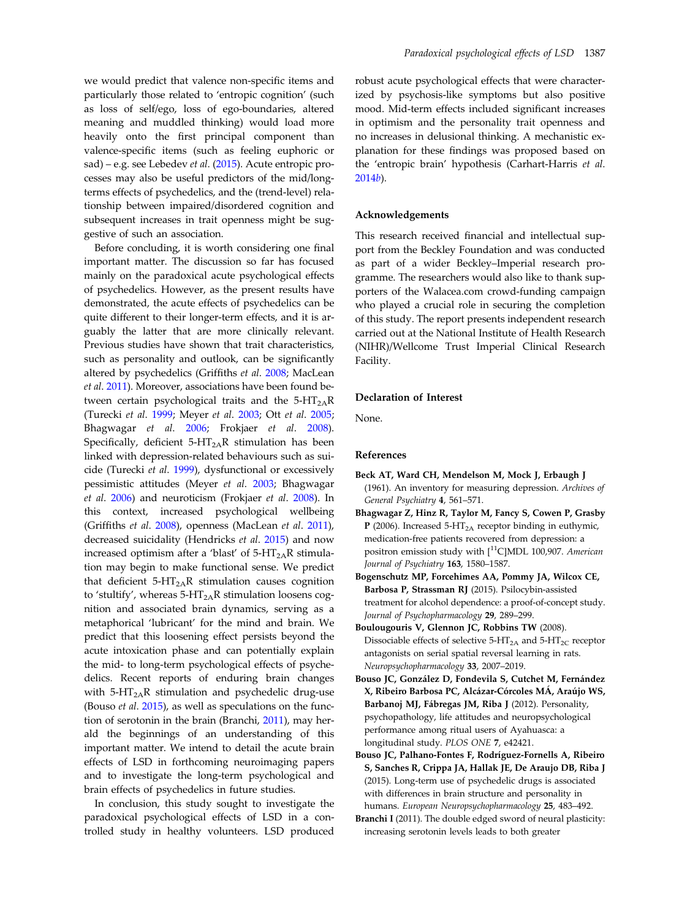we would predict that valence non-specific items and particularly those related to 'entropic cognition' (such as loss of self/ego, loss of ego-boundaries, altered meaning and muddled thinking) would load more heavily onto the first principal component than valence-specific items (such as feeling euphoric or sad) – e.g. see Lebedev *et al*. (2015). Acute entropic processes may also be useful predictors of the mid/long-terms effects of psychedelics, and the (trend-level) relationship between impaired/disordered cognition and subsequent increases in trait openness might be suggestive of such an association.

Before concluding, it is worth considering one final important matter. The discussion so far has focused mainly on the paradoxical acute psychological effects of psychedelics. However, as the present results have demonstrated, the acute effects of psychedelics can be quite different to their longer-term effects, and it is arguably the latter that are more clinically relevant. Previous studies have shown that trait characteristics, such as personality and outlook, can be significantly altered by psychedelics (Griffiths *et al*. 2008; MacLean *et al*. 2011). Moreover, associations have been found between certain psychological traits and the 5-$HT_{2A}$R (Turecki *et al*. 1999; Meyer *et al*. 2003; Ott *et al*. 2005; Bhagwagar *et al*. 2006; Frokjaer *et al*. 2008). Specifically, deficient 5-$HT_{2A}$R stimulation has been linked with depression-related behaviours such as suicide (Turecki *et al*. 1999), dysfunctional or excessively pessimistic attitudes (Meyer *et al*. 2003; Bhagwagar *et al*. 2006) and neuroticism (Frokjaer *et al*. 2008). In this context, increased psychological wellbeing (Griffiths *et al*. 2008), openness (MacLean *et al*. 2011), decreased suicidality (Hendricks *et al*. 2015) and now increased optimism after a 'blast' of 5-$HT_{2A}$R stimulation may begin to make functional sense. We predict that deficient 5-$HT_{2A}$R stimulation causes cognition to 'stultify', whereas 5-$HT_{2A}$R stimulation loosens cognition and associated brain dynamics, serving as a metaphorical 'lubricant' for the mind and brain. We predict that this loosening effect persists beyond the acute intoxication phase and can potentially explain the mid- to long-term psychological effects of psychedelics. Recent reports of enduring brain changes with 5-$HT_{2A}$R stimulation and psychedelic drug-use (Bouso *et al*. 2015), as well as speculations on the function of serotonin in the brain (Branchi, 2011), may herald the beginnings of an understanding of this important matter. We intend to detail the acute brain effects of LSD in forthcoming neuroimaging papers and to investigate the long-term psychological and brain effects of psychedelics in future studies.

In conclusion, this study sought to investigate the paradoxical psychological effects of LSD in a controlled study in healthy volunteers. LSD produced robust acute psychological effects that were characterized by psychosis-like symptoms but also positive mood. Mid-term effects included significant increases in optimism and the personality trait openness and no increases in delusional thinking. A mechanistic explanation for these findings was proposed based on the 'entropic brain' hypothesis (Carhart-Harris *et al*. 2014*b*).

## Acknowledgements

This research received financial and intellectual support from the Beckley Foundation and was conducted as part of a wider Beckley–Imperial research programme. The researchers would also like to thank supporters of the Walacea.com crowd-funding campaign who played a crucial role in securing the completion of this study. The report presents independent research carried out at the National Institute of Health Research (NIHR)/Wellcome Trust Imperial Clinical Research Facility.

## Declaration of Interest

None.

## References

**Beck AT, Ward CH, Mendelson M, Mock J, Erbaugh J** (1961). An inventory for measuring depression. *Archives of General Psychiatry* **4**, 561–571.

**Bhagwagar Z, Hinz R, Taylor M, Fancy S, Cowen P, Grasby P** (2006). Increased 5-$HT_{2A}$ receptor binding in euthymic, medication-free patients recovered from depression: a positron emission study with [$^{11}$C]MDL 100,907. *American Journal of Psychiatry* **163**, 1580–1587.

**Bogenschutz MP, Forcehimes AA, Pommy JA, Wilcox CE, Barbosa P, Strassman RJ** (2015). Psilocybin-assisted treatment for alcohol dependence: a proof-of-concept study. *Journal of Psychopharmacology* **29**, 289–299.

**Boulougouris V, Glennon JC, Robbins TW** (2008). Dissociable effects of selective 5-$HT_{2A}$ and 5-$HT_{2C}$ receptor antagonists on serial spatial reversal learning in rats. *Neuropsychopharmacology* **33**, 2007–2019.

**Bouso JC, González D, Fondevila S, Cutchet M, Fernández X, Ribeiro Barbosa PC, Alcázar-Córcoles MÁ, Araújo WS, Barbanoj MJ, Fábregas JM, Riba J** (2012). Personality, psychopathology, life attitudes and neuropsychological performance among ritual users of Ayahuasca: a longitudinal study. *PLOS ONE* **7**, e42421.

**Bouso JC, Palhano-Fontes F, Rodríguez-Fornells A, Ribeiro S, Sanches R, Crippa JA, Hallak JE, De Araujo DB, Riba J** (2015). Long-term use of psychedelic drugs is associated with differences in brain structure and personality in humans. *European Neuropsychopharmacology* **25**, 483–492.

**Branchi I** (2011). The double edged sword of neural plasticity: increasing serotonin levels leads to both greater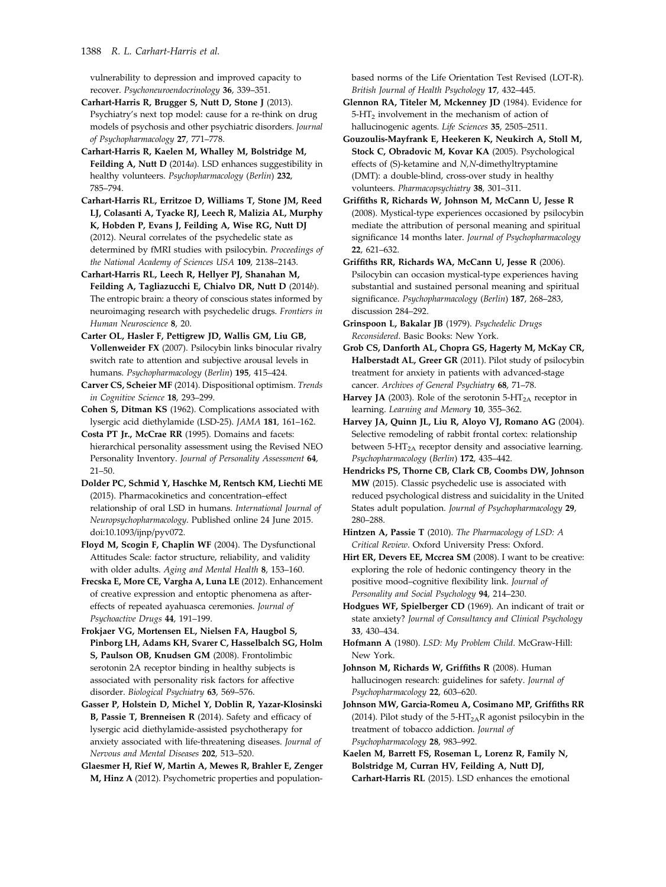vulnerability to depression and improved capacity to recover. *Psychoneuroendocrinology* **36**, 339–351.

**Carhart-Harris R, Brugger S, Nutt D, Stone J** (2013). Psychiatry's next top model: cause for a re-think on drug models of psychosis and other psychiatric disorders. *Journal of Psychopharmacology* **27**, 771–778.

**Carhart-Harris R, Kaelen M, Whalley M, Bolstridge M, Feilding A, Nutt D** (2014*a*). LSD enhances suggestibility in healthy volunteers. *Psychopharmacology (Berlin)* **232**, 785–794.

**Carhart-Harris RL, Erritzoe D, Williams T, Stone JM, Reed LJ, Colasanti A, Tyacke RJ, Leech R, Malizia AL, Murphy K, Hobden P, Evans J, Feilding A, Wise RG, Nutt DJ** (2012). Neural correlates of the psychedelic state as determined by fMRI studies with psilocybin. *Proceedings of the National Academy of Sciences USA* **109**, 2138–2143.

**Carhart-Harris RL, Leech R, Hellyer PJ, Shanahan M, Feilding A, Tagliazucchi E, Chialvo DR, Nutt D** (2014*b*). The entropic brain: a theory of conscious states informed by neuroimaging research with psychedelic drugs. *Frontiers in Human Neuroscience* **8**, 20.

**Carter OL, Hasler F, Pettigrew JD, Wallis GM, Liu GB, Vollenweider FX** (2007). Psilocybin links binocular rivalry switch rate to attention and subjective arousal levels in humans. *Psychopharmacology (Berlin)* **195**, 415–424.

**Carver CS, Scheier MF** (2014). Dispositional optimism. *Trends in Cognitive Science* **18**, 293–299.

**Cohen S, Ditman KS** (1962). Complications associated with lysergic acid diethylamide (LSD-25). *JAMA* **181**, 161–162.

**Costa PT Jr., McCrae RR** (1995). Domains and facets: hierarchical personality assessment using the Revised NEO Personality Inventory. *Journal of Personality Assessment* **64**, 21–50.

**Dolder PC, Schmid Y, Haschke M, Rentsch KM, Liechti ME** (2015). Pharmacokinetics and concentration–effect relationship of oral LSD in humans. *International Journal of Neuropsychopharmacology*. Published online 24 June 2015. doi:10.1093/ijnp/pyv072.

**Floyd M, Scogin F, Chaplin WF** (2004). The Dysfunctional Attitudes Scale: factor structure, reliability, and validity with older adults. *Aging and Mental Health* **8**, 153–160.

**Frecska E, More CE, Vargha A, Luna LE** (2012). Enhancement of creative expression and entoptic phenomena as after-effects of repeated ayahuasca ceremonies. *Journal of Psychoactive Drugs* **44**, 191–199.

**Frokjaer VG, Mortensen EL, Nielsen FA, Haugbol S, Pinborg LH, Adams KH, Svarer C, Hasselbalch SG, Holm S, Paulson OB, Knudsen GM** (2008). Frontolimbic serotonin 2A receptor binding in healthy subjects is associated with personality risk factors for affective disorder. *Biological Psychiatry* **63**, 569–576.

**Gasser P, Holstein D, Michel Y, Doblin R, Yazar-Klosinski B, Passie T, Brenneisen R** (2014). Safety and efficacy of lysergic acid diethylamide-assisted psychotherapy for anxiety associated with life-threatening diseases. *Journal of Nervous and Mental Diseases* **202**, 513–520.

**Glaesmer H, Rief W, Martin A, Mewes R, Brahler E, Zenger M, Hinz A** (2012). Psychometric properties and population-based norms of the Life Orientation Test Revised (LOT-R). *British Journal of Health Psychology* **17**, 432–445.

**Glennon RA, Titeler M, Mckenney JD** (1984). Evidence for 5-$HT_2$ involvement in the mechanism of action of hallucinogenic agents. *Life Sciences* **35**, 2505–2511.

**Gouzoulis-Mayfrank E, Heekeren K, Neukirch A, Stoll M, Stock C, Obradovic M, Kovar KA** (2005). Psychological effects of (S)-ketamine and *N,N*-dimethyltryptamine (DMT): a double-blind, cross-over study in healthy volunteers. *Pharmacopsychiatry* **38**, 301–311.

**Griffiths R, Richards W, Johnson M, McCann U, Jesse R** (2008). Mystical-type experiences occasioned by psilocybin mediate the attribution of personal meaning and spiritual significance 14 months later. *Journal of Psychopharmacology* **22**, 621–632.

**Griffiths RR, Richards WA, McCann U, Jesse R** (2006). Psilocybin can occasion mystical-type experiences having substantial and sustained personal meaning and spiritual significance. *Psychopharmacology (Berlin)* **187**, 268–283, discussion 284–292.

**Grinspoon L, Bakalar JB** (1979). *Psychedelic Drugs Reconsidered*. Basic Books: New York.

**Grob CS, Danforth AL, Chopra GS, Hagerty M, McKay CR, Halberstadt AL, Greer GR** (2011). Pilot study of psilocybin treatment for anxiety in patients with advanced-stage cancer. *Archives of General Psychiatry* **68**, 71–78.

**Harvey JA** (2003). Role of the serotonin 5-$HT_{2A}$ receptor in learning. *Learning and Memory* **10**, 355–362.

**Harvey JA, Quinn JL, Liu R, Aloyo VJ, Romano AG** (2004). Selective remodeling of rabbit frontal cortex: relationship between 5-$HT_{2A}$ receptor density and associative learning. *Psychopharmacology (Berlin)* **172**, 435–442.

**Hendricks PS, Thorne CB, Clark CB, Coombs DW, Johnson MW** (2015). Classic psychedelic use is associated with reduced psychological distress and suicidality in the United States adult population. *Journal of Psychopharmacology* **29**, 280–288.

**Hintzen A, Passie T** (2010). *The Pharmacology of LSD: A Critical Review*. Oxford University Press: Oxford.

**Hirt ER, Devers EE, Mccrea SM** (2008). I want to be creative: exploring the role of hedonic contingency theory in the positive mood–cognitive flexibility link. *Journal of Personality and Social Psychology* **94**, 214–230.

**Hodgues WF, Spielberger CD** (1969). An indicant of trait or state anxiety? *Journal of Consultancy and Clinical Psychology* **33**, 430–434.

**Hofmann A** (1980). *LSD: My Problem Child*. McGraw-Hill: New York.

**Johnson M, Richards W, Griffiths R** (2008). Human hallucinogen research: guidelines for safety. *Journal of Psychopharmacology* **22**, 603–620.

**Johnson MW, Garcia-Romeu A, Cosimano MP, Griffiths RR** (2014). Pilot study of the 5-$HT_{2A}$R agonist psilocybin in the treatment of tobacco addiction. *Journal of Psychopharmacology* **28**, 983–992.

**Kaelen M, Barrett FS, Roseman L, Lorenz R, Family N, Bolstridge M, Curran HV, Feilding A, Nutt DJ, Carhart-Harris RL** (2015). LSD enhances the emotional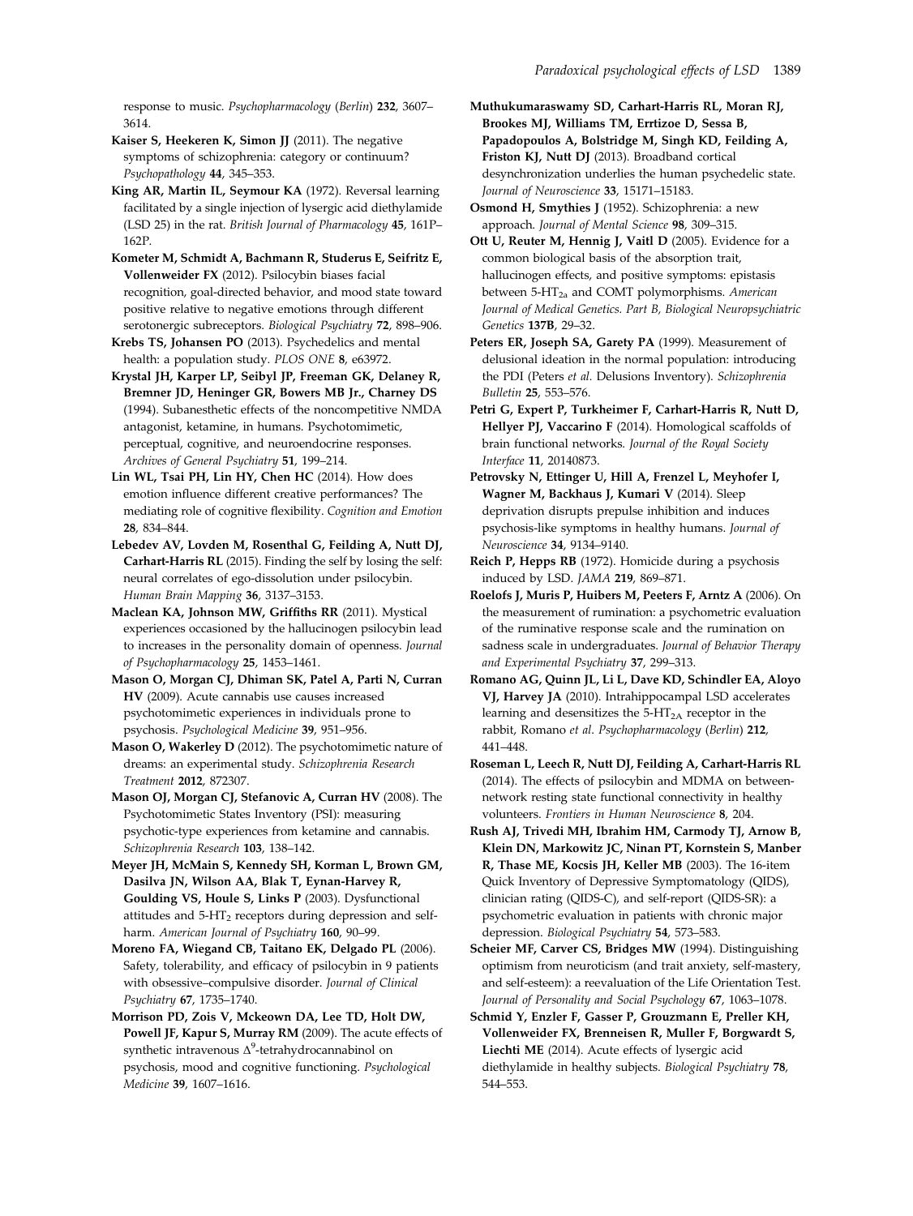response to music. *Psychopharmacology* (*Berlin*) **232**, 3607–3614.

**Kaiser S, Heekeren K, Simon JJ** (2011). The negative symptoms of schizophrenia: category or continuum? *Psychopathology* **44**, 345–353.

**King AR, Martin IL, Seymour KA** (1972). Reversal learning facilitated by a single injection of lysergic acid diethylamide (LSD 25) in the rat. *British Journal of Pharmacology* **45**, 161P–162P.

**Kometer M, Schmidt A, Bachmann R, Studerus E, Seifritz E, Vollenweider FX** (2012). Psilocybin biases facial recognition, goal-directed behavior, and mood state toward positive relative to negative emotions through different serotonergic subreceptors. *Biological Psychiatry* **72**, 898–906.

**Krebs TS, Johansen PO** (2013). Psychedelics and mental health: a population study. *PLOS ONE* **8**, e63972.

**Krystal JH, Karper LP, Seibyl JP, Freeman GK, Delaney R, Bremner JD, Heninger GR, Bowers MB Jr., Charney DS** (1994). Subanesthetic effects of the noncompetitive NMDA antagonist, ketamine, in humans. Psychotomimetic, perceptual, cognitive, and neuroendocrine responses. *Archives of General Psychiatry* **51**, 199–214.

**Lin WL, Tsai PH, Lin HY, Chen HC** (2014). How does emotion influence different creative performances? The mediating role of cognitive flexibility. *Cognition and Emotion* **28**, 834–844.

**Lebedev AV, Lovden M, Rosenthal G, Feilding A, Nutt DJ, Carhart-Harris RL** (2015). Finding the self by losing the self: neural correlates of ego-dissolution under psilocybin. *Human Brain Mapping* **36**, 3137–3153.

**Maclean KA, Johnson MW, Griffiths RR** (2011). Mystical experiences occasioned by the hallucinogen psilocybin lead to increases in the personality domain of openness. *Journal of Psychopharmacology* **25**, 1453–1461.

**Mason O, Morgan CJ, Dhiman SK, Patel A, Parti N, Curran HV** (2009). Acute cannabis use causes increased psychotomimetic experiences in individuals prone to psychosis. *Psychological Medicine* **39**, 951–956.

**Mason O, Wakerley D** (2012). The psychotomimetic nature of dreams: an experimental study. *Schizophrenia Research Treatment* **2012**, 872307.

**Mason OJ, Morgan CJ, Stefanovic A, Curran HV** (2008). The Psychotomimetic States Inventory (PSI): measuring psychotic-type experiences from ketamine and cannabis. *Schizophrenia Research* **103**, 138–142.

**Meyer JH, McMain S, Kennedy SH, Korman L, Brown GM, Dasilva JN, Wilson AA, Blak T, Eynan-Harvey R, Goulding VS, Houle S, Links P** (2003). Dysfunctional attitudes and 5-$HT_2$ receptors during depression and self-harm. *American Journal of Psychiatry* **160**, 90–99.

**Moreno FA, Wiegand CB, Taitano EK, Delgado PL** (2006). Safety, tolerability, and efficacy of psilocybin in 9 patients with obsessive–compulsive disorder. *Journal of Clinical Psychiatry* **67**, 1735–1740.

**Morrison PD, Zois V, Mckeown DA, Lee TD, Holt DW, Powell JF, Kapur S, Murray RM** (2009). The acute effects of synthetic intravenous $\Delta^9$-tetrahydrocannabinol on psychosis, mood and cognitive functioning. *Psychological Medicine* **39**, 1607–1616.

**Muthukumaraswamy SD, Carhart-Harris RL, Moran RJ, Brookes MJ, Williams TM, Errtizoe D, Sessa B, Papadopoulos A, Bolstridge M, Singh KD, Feilding A, Friston KJ, Nutt DJ** (2013). Broadband cortical desynchronization underlies the human psychedelic state. *Journal of Neuroscience* **33**, 15171–15183.

**Osmond H, Smythies J** (1952). Schizophrenia: a new approach. *Journal of Mental Science* **98**, 309–315.

**Ott U, Reuter M, Hennig J, Vaitl D** (2005). Evidence for a common biological basis of the absorption trait, hallucinogen effects, and positive symptoms: epistasis between 5-$HT_{2a}$ and COMT polymorphisms. *American Journal of Medical Genetics. Part B, Biological Neuropsychiatric Genetics* **137B**, 29–32.

**Peters ER, Joseph SA, Garety PA** (1999). Measurement of delusional ideation in the normal population: introducing the PDI (Peters *et al.* Delusions Inventory). *Schizophrenia Bulletin* **25**, 553–576.

**Petri G, Expert P, Turkheimer F, Carhart-Harris R, Nutt D, Hellyer PJ, Vaccarino F** (2014). Homological scaffolds of brain functional networks. *Journal of the Royal Society Interface* **11**, 20140873.

**Petrovsky N, Ettinger U, Hill A, Frenzel L, Meyhofer I, Wagner M, Backhaus J, Kumari V** (2014). Sleep deprivation disrupts prepulse inhibition and induces psychosis-like symptoms in healthy humans. *Journal of Neuroscience* **34**, 9134–9140.

**Reich P, Hepps RB** (1972). Homicide during a psychosis induced by LSD. *JAMA* **219**, 869–871.

**Roelofs J, Muris P, Huibers M, Peeters F, Arntz A** (2006). On the measurement of rumination: a psychometric evaluation of the ruminative response scale and the rumination on sadness scale in undergraduates. *Journal of Behavior Therapy and Experimental Psychiatry* **37**, 299–313.

**Romano AG, Quinn JL, Li L, Dave KD, Schindler EA, Aloyo VJ, Harvey JA** (2010). Intrahippocampal LSD accelerates learning and desensitizes the 5-$HT_{2A}$ receptor in the rabbit, Romano *et al*. *Psychopharmacology* (*Berlin*) **212**, 441–448.

**Roseman L, Leech R, Nutt DJ, Feilding A, Carhart-Harris RL** (2014). The effects of psilocybin and MDMA on between-network resting state functional connectivity in healthy volunteers. *Frontiers in Human Neuroscience* **8**, 204.

**Rush AJ, Trivedi MH, Ibrahim HM, Carmody TJ, Arnow B, Klein DN, Markowitz JC, Ninan PT, Kornstein S, Manber R, Thase ME, Kocsis JH, Keller MB** (2003). The 16-item Quick Inventory of Depressive Symptomatology (QIDS), clinician rating (QIDS-C), and self-report (QIDS-SR): a psychometric evaluation in patients with chronic major depression. *Biological Psychiatry* **54**, 573–583.

**Scheier MF, Carver CS, Bridges MW** (1994). Distinguishing optimism from neuroticism (and trait anxiety, self-mastery, and self-esteem): a reevaluation of the Life Orientation Test. *Journal of Personality and Social Psychology* **67**, 1063–1078.

**Schmid Y, Enzler F, Gasser P, Grouzmann E, Preller KH, Vollenweider FX, Brenneisen R, Muller F, Borgwardt S, Liechti ME** (2014). Acute effects of lysergic acid diethylamide in healthy subjects. *Biological Psychiatry* **78**, 544–553.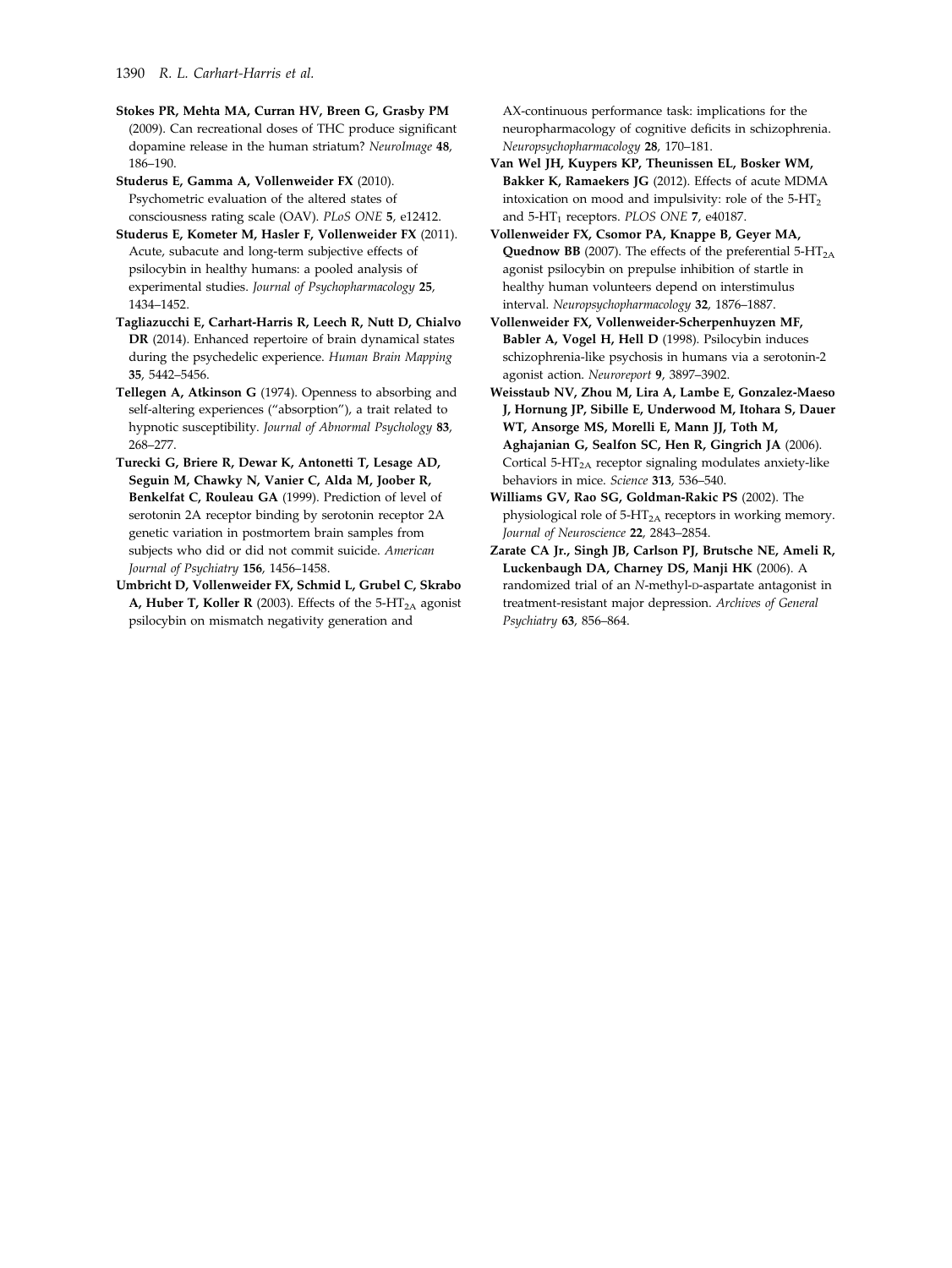**Stokes PR, Mehta MA, Curran HV, Breen G, Grasby PM** (2009). Can recreational doses of THC produce significant dopamine release in the human striatum? *NeuroImage* **48**, 186–190.

**Studerus E, Gamma A, Vollenweider FX** (2010). Psychometric evaluation of the altered states of consciousness rating scale (OAV). *PLoS ONE* **5**, e12412.

**Studerus E, Kometer M, Hasler F, Vollenweider FX** (2011). Acute, subacute and long-term subjective effects of psilocybin in healthy humans: a pooled analysis of experimental studies. *Journal of Psychopharmacology* **25**, 1434–1452.

**Tagliazucchi E, Carhart-Harris R, Leech R, Nutt D, Chialvo DR** (2014). Enhanced repertoire of brain dynamical states during the psychedelic experience. *Human Brain Mapping* **35**, 5442–5456.

**Tellegen A, Atkinson G** (1974). Openness to absorbing and self-altering experiences ("absorption"), a trait related to hypnotic susceptibility. *Journal of Abnormal Psychology* **83**, 268–277.

**Turecki G, Briere R, Dewar K, Antonetti T, Lesage AD, Seguin M, Chawky N, Vanier C, Alda M, Joober R, Benkelfat C, Rouleau GA** (1999). Prediction of level of serotonin 2A receptor binding by serotonin receptor 2A genetic variation in postmortem brain samples from subjects who did or did not commit suicide. *American Journal of Psychiatry* **156**, 1456–1458.

**Umbricht D, Vollenweider FX, Schmid L, Grubel C, Skrabo A, Huber T, Koller R** (2003). Effects of the 5-$HT_{2A}$ agonist psilocybin on mismatch negativity generation and AX-continuous performance task: implications for the neuropharmacology of cognitive deficits in schizophrenia. *Neuropsychopharmacology* **28**, 170–181.

**Van Wel JH, Kuypers KP, Theunissen EL, Bosker WM, Bakker K, Ramaekers JG** (2012). Effects of acute MDMA intoxication on mood and impulsivity: role of the 5-$HT_2$ and 5-$HT_1$ receptors. *PLOS ONE* **7**, e40187.

**Vollenweider FX, Csomor PA, Knappe B, Geyer MA, Quednow BB** (2007). The effects of the preferential 5-$HT_{2A}$ agonist psilocybin on prepulse inhibition of startle in healthy human volunteers depend on interstimulus interval. *Neuropsychopharmacology* **32**, 1876–1887.

**Vollenweider FX, Vollenweider-Scherpenhuyzen MF, Babler A, Vogel H, Hell D** (1998). Psilocybin induces schizophrenia-like psychosis in humans via a serotonin-2 agonist action. *Neuroreport* **9**, 3897–3902.

**Weisstaub NV, Zhou M, Lira A, Lambe E, Gonzalez-Maeso J, Hornung JP, Sibille E, Underwood M, Itohara S, Dauer WT, Ansorge MS, Morelli E, Mann JJ, Toth M, Aghajanian G, Sealfon SC, Hen R, Gingrich JA** (2006). Cortical 5-$HT_{2A}$ receptor signaling modulates anxiety-like behaviors in mice. *Science* **313**, 536–540.

**Williams GV, Rao SG, Goldman-Rakic PS** (2002). The physiological role of 5-$HT_{2A}$ receptors in working memory. *Journal of Neuroscience* **22**, 2843–2854.

**Zarate CA Jr., Singh JB, Carlson PJ, Brutsche NE, Ameli R, Luckenbaugh DA, Charney DS, Manji HK** (2006). A randomized trial of an *N*-methyl-D-aspartate antagonist in treatment-resistant major depression. *Archives of General Psychiatry* **63**, 856–864.